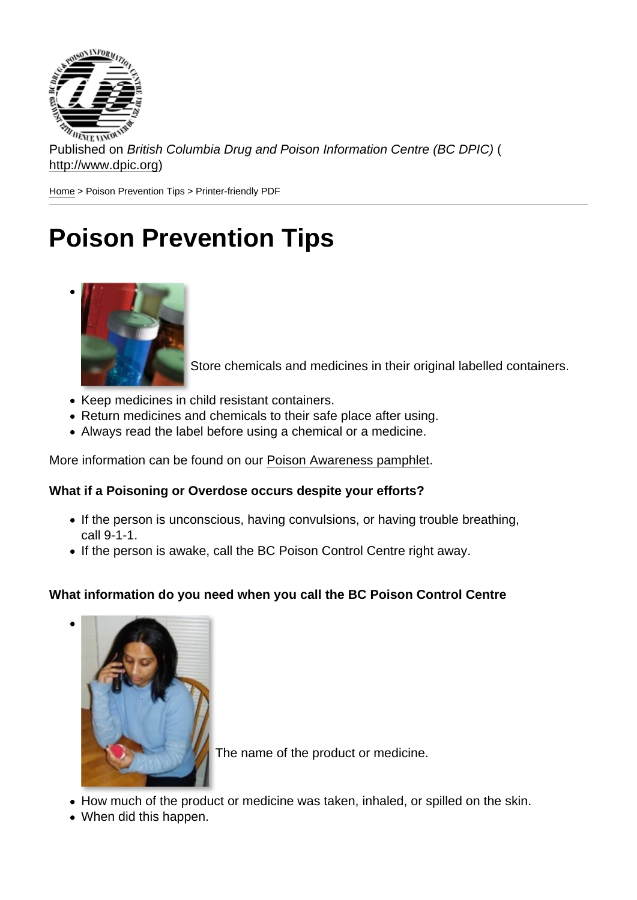Published on *British Columbia Drug and Poison Information Centre (BC DPIC)* (http://www.dpic.org)

Home > Poison Prevention Tips > Printer-friendly PDF

# Poison Prevention Tips

- Store chemicals and medicines in their original labelled containers.
- Keep medicines in child resistant containers.
- Return medicines and chemicals to their safe place after using.
- Always read the label before using a chemical or a medicine.

More information can be found on our Poison Awareness pamphlet.

**What if a Poisoning or Overdose occurs despite your efforts?**

- If the person is unconscious, having convulsions, or having trouble breathing, call 9-1-1.
- If the person is awake, call the BC Poison Control Centre right away.

**What information do you need when you call the BC Poison Control Centre**

- The name of the product or medicine.
- How much of the product or medicine was taken, inhaled, or spilled on the skin.
- When did this happen.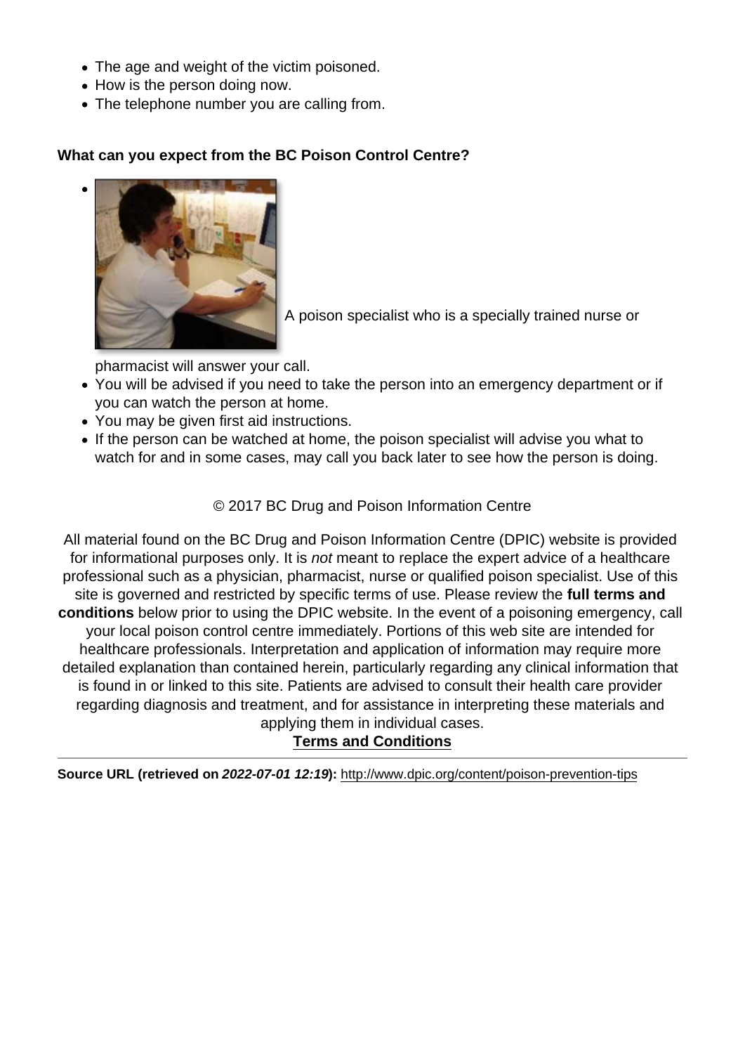- The age and weight of the victim poisoned.
- How is the person doing now.
- The telephone number you are calling from.

**What can you expect from the BC Poison Control Centre?**

- A poison specialist who is a specially trained nurse or pharmacist will answer your call.
- You will be advised if you need to take the person into an emergency department or if you can watch the person at home.
- You may be given first aid instructions.
- If the person can be watched at home, the poison specialist will advise you what to watch for and in some cases, may call you back later to see how the person is doing.

© 2017 BC Drug and Poison Information Centre

All material found on the BC Drug and Poison Information Centre (DPIC) website is provided for informational purposes only. It is *not* meant to replace the expert advice of a healthcare professional such as a physician, pharmacist, nurse or qualified poison specialist. Use of this site is governed and restricted by specific terms of use. Please review the **full terms and conditions** below prior to using the DPIC website. In the event of a poisoning emergency, call your local poison control centre immediately. Portions of this web site are intended for healthcare professionals. Interpretation and application of information may require more detailed explanation than contained herein, particularly regarding any clinical information that is found in or linked to this site. Patients are advised to consult their health care provider regarding diagnosis and treatment, and for assistance in interpreting these materials and applying them in individual cases.

**Terms and Conditions**

---

**Source URL (retrieved on *2022-07-01 12:19*):** http://www.dpic.org/content/poison-prevention-tips